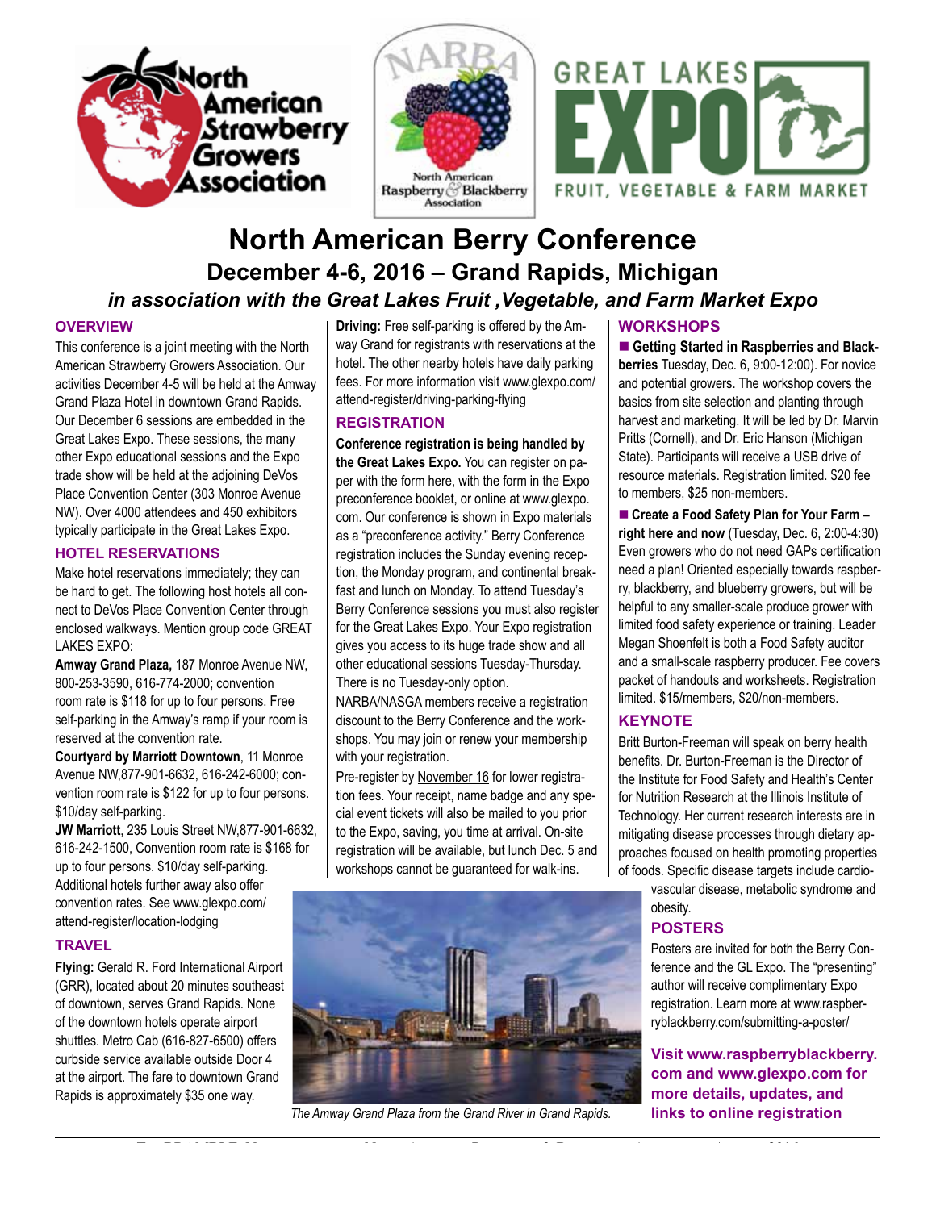# North American Berry Conference

## December 4-6, 2016 – Grand Rapids, Michigan

### *in association with the Great Lakes Fruit ,Vegetable, and Farm Market Expo*

#### OVERVIEW

This conference is a joint meeting with the North American Strawberry Growers Association. Our activities December 4-5 will be held at the Amway Grand Plaza Hotel in downtown Grand Rapids. Our December 6 sessions are embedded in the Great Lakes Expo. These sessions, the many other Expo educational sessions and the Expo trade show will be held at the adjoining DeVos Place Convention Center (303 Monroe Avenue NW). Over 4000 attendees and 450 exhibitors typically participate in the Great Lakes Expo.

#### HOTEL RESERVATIONS

Make hotel reservations immediately; they can be hard to get. The following host hotels all connect to DeVos Place Convention Center through enclosed walkways. Mention group code GREAT LAKES EXPO:

**Amway Grand Plaza,** 187 Monroe Avenue NW, 800-253-3590, 616-774-2000; convention room rate is $118 for up to four persons. Free self-parking in the Amway's ramp if your room is reserved at the convention rate.

**Courtyard by Marriott Downtown**, 11 Monroe Avenue NW,877-901-6632, 616-242-6000; convention room rate is $122 for up to four persons. $10/day self-parking.

**JW Marriott**, 235 Louis Street NW,877-901-6632, 616-242-1500, Convention room rate is $168 for up to four persons. $10/day self-parking.

Additional hotels further away also offer convention rates. See www.glexpo.com/attend-register/location-lodging

#### TRAVEL

**Flying:** Gerald R. Ford International Airport (GRR), located about 20 minutes southeast of downtown, serves Grand Rapids. None of the downtown hotels operate airport shuttles. Metro Cab (616-827-6500) offers curbside service available outside Door 4 at the airport. The fare to downtown Grand Rapids is approximately $35 one way.

**Driving:** Free self-parking is offered by the Amway Grand for registrants with reservations at the hotel. The other nearby hotels have daily parking fees. For more information visit www.glexpo.com/attend-register/driving-parking-flying

#### REGISTRATION

**Conference registration is being handled by the Great Lakes Expo.** You can register on paper with the form here, with the form in the Expo preconference booklet, or online at www.glexpo.com. Our conference is shown in Expo materials as a "preconference activity." Berry Conference registration includes the Sunday evening reception, the Monday program, and continental breakfast and lunch on Monday. To attend Tuesday's Berry Conference sessions you must also register for the Great Lakes Expo. Your Expo registration gives you access to its huge trade show and all other educational sessions Tuesday-Thursday. There is no Tuesday-only option.

NARBA/NASGA members receive a registration discount to the Berry Conference and the workshops. You may join or renew your membership with your registration.

Pre-register by November 16 for lower registration fees. Your receipt, name badge and any special event tickets will also be mailed to you prior to the Expo, saving, you time at arrival. On-site registration will be available, but lunch Dec. 5 and workshops cannot be guaranteed for walk-ins.

*The Amway Grand Plaza from the Grand River in Grand Rapids.*

#### WORKSHOPS

■ **Getting Started in Raspberries and Blackberries** Tuesday, Dec. 6, 9:00-12:00). For novice and potential growers. The workshop covers the basics from site selection and planting through harvest and marketing. It will be led by Dr. Marvin Pritts (Cornell), and Dr. Eric Hanson (Michigan State). Participants will receive a USB drive of resource materials. Registration limited. $20 fee to members, $25 non-members.

■ **Create a Food Safety Plan for Your Farm – right here and now** (Tuesday, Dec. 6, 2:00-4:30) Even growers who do not need GAPs certification need a plan! Oriented especially towards raspberry, blackberry, and blueberry growers, but will be helpful to any smaller-scale produce grower with limited food safety experience or training. Leader Megan Shoenfelt is both a Food Safety auditor and a small-scale raspberry producer. Fee covers packet of handouts and worksheets. Registration limited. $15/members, $20/non-members.

#### KEYNOTE

Britt Burton-Freeman will speak on berry health benefits. Dr. Burton-Freeman is the Director of the Institute for Food Safety and Health's Center for Nutrition Research at the Illinois Institute of Technology. Her current research interests are in mitigating disease processes through dietary approaches focused on health promoting properties of foods. Specific disease targets include cardiovascular disease, metabolic syndrome and obesity.

#### POSTERS

Posters are invited for both the Berry Conference and the GL Expo. The "presenting" author will receive complimentary Expo registration. Learn more at www.raspberryblackberry.com/submitting-a-poster/

**Visit www.raspberryblackberry.com and www.glexpo.com for more details, updates, and links to online registration**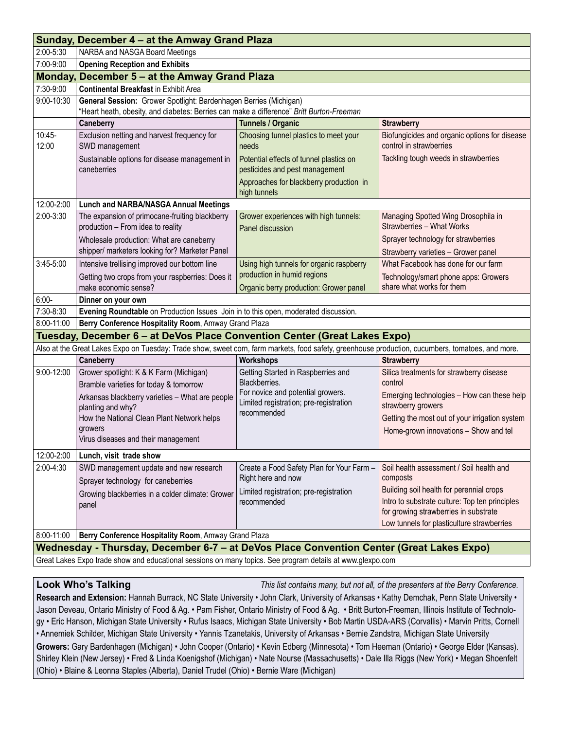| | | | |
|---|---|---|---|
| **Sunday, December 4 – at the Amway Grand Plaza** | | | |
| 2:00-5:30 | NARBA and NASGA Board Meetings | | |
| 7:00-9:00 | **Opening Reception and Exhibits** | | |
| **Monday, December 5 – at the Amway Grand Plaza** | | | |
| 7:30-9:00 | **Continental Breakfast** in Exhibit Area | | |
| 9:00-10:30 | **General Session:** Grower Spotlight: Bardenhagen Berries (Michigan)<br>"Heart heath, obesity, and diabetes: Berries can make a difference" *Britt Burton-Freeman* | | |
| | **Caneberry** | **Tunnels / Organic** | **Strawberry** |
| 10:45-12:00 | Exclusion netting and harvest frequency for SWD management<br>Sustainable options for disease management in caneberries | Choosing tunnel plastics to meet your needs<br>Potential effects of tunnel plastics on pesticides and pest management<br>Approaches for blackberry production in high tunnels | Biofungicides and organic options for disease control in strawberries<br>Tackling tough weeds in strawberries |
| 12:00-2:00 | **Lunch and NARBA/NASGA Annual Meetings** | | |
| 2:00-3:30 | The expansion of primocane-fruiting blackberry production – From idea to reality<br>Wholesale production: What are caneberry shipper/ marketers looking for? Marketer Panel | Grower experiences with high tunnels: Panel discussion | Managing Spotted Wing Drosophila in Strawberries – What Works<br>Sprayer technology for strawberries<br>Strawberry varieties – Grower panel |
| 3:45-5:00 | Intensive trellising improved our bottom line<br>Getting two crops from your raspberries: Does it make economic sense? | Using high tunnels for organic raspberry production in humid regions<br>Organic berry production: Grower panel | What Facebook has done for our farm<br>Technology/smart phone apps: Growers share what works for them |
| 6:00- | **Dinner on your own** | | |
| 7:30-8:30 | **Evening Roundtable** on Production Issues Join in to this open, moderated discussion. | | |
| 8:00-11:00 | **Berry Conference Hospitality Room**, Amway Grand Plaza | | |
| **Tuesday, December 6 – at DeVos Place Convention Center (Great Lakes Expo)** | | | |
| Also at the Great Lakes Expo on Tuesday: Trade show, sweet corn, farm markets, food safety, greenhouse production, cucumbers, tomatoes, and more. | | | |
| | **Caneberry** | **Workshops** | **Strawberry** |
| 9:00-12:00 | Grower spotlight: K & K Farm (Michigan)<br>Bramble varieties for today & tomorrow<br>Arkansas blackberry varieties – What are people planting and why?<br>How the National Clean Plant Network helps growers<br>Virus diseases and their management | Getting Started in Raspberries and Blackberries.<br>For novice and potential growers. Limited registration; pre-registration recommended | Silica treatments for strawberry disease control<br>Emerging technologies – How can these help strawberry growers<br>Getting the most out of your irrigation system<br>Home-grown innovations – Show and tel |
| 12:00-2:00 | **Lunch, visit trade show** | | |
| 2:00-4:30 | SWD management update and new research<br>Sprayer technology for caneberries<br>Growing blackberries in a colder climate: Grower panel | Create a Food Safety Plan for Your Farm – Right here and now<br>Limited registration; pre-registration recommended | Soil health assessment / Soil health and composts<br>Building soil health for perennial crops<br>Intro to substrate culture: Top ten principles for growing strawberries in substrate<br>Low tunnels for plasticulture strawberries |
| 8:00-11:00 | **Berry Conference Hospitality Room**, Amway Grand Plaza | | |
| **Wednesday - Thursday, December 6-7 – at DeVos Place Convention Center (Great Lakes Expo)** | | | |
| Great Lakes Expo trade show and educational sessions on many topics. See program details at www.glexpo.com | | | |

**Look Who's Talking**

*This list contains many, but not all, of the presenters at the Berry Conference.*

**Research and Extension:** Hannah Burrack, NC State University • John Clark, University of Arkansas • Kathy Demchak, Penn State University • Jason Deveau, Ontario Ministry of Food & Ag. • Pam Fisher, Ontario Ministry of Food & Ag. • Britt Burton-Freeman, Illinois Institute of Technology • Eric Hanson, Michigan State University • Rufus Isaacs, Michigan State University • Bob Martin USDA-ARS (Corvallis) • Marvin Pritts, Cornell • Annemiek Schilder, Michigan State University • Yannis Tzanetakis, University of Arkansas • Bernie Zandstra, Michigan State University

**Growers:** Gary Bardenhagen (Michigan) • John Cooper (Ontario) • Kevin Edberg (Minnesota) • Tom Heeman (Ontario) • George Elder (Kansas). Shirley Klein (New Jersey) • Fred & Linda Koenigshof (Michigan) • Nate Nourse (Massachusetts) • Dale Illa Riggs (New York) • Megan Shoenfelt (Ohio) • Blaine & Leonna Staples (Alberta), Daniel Trudel (Ohio) • Bernie Ware (Michigan)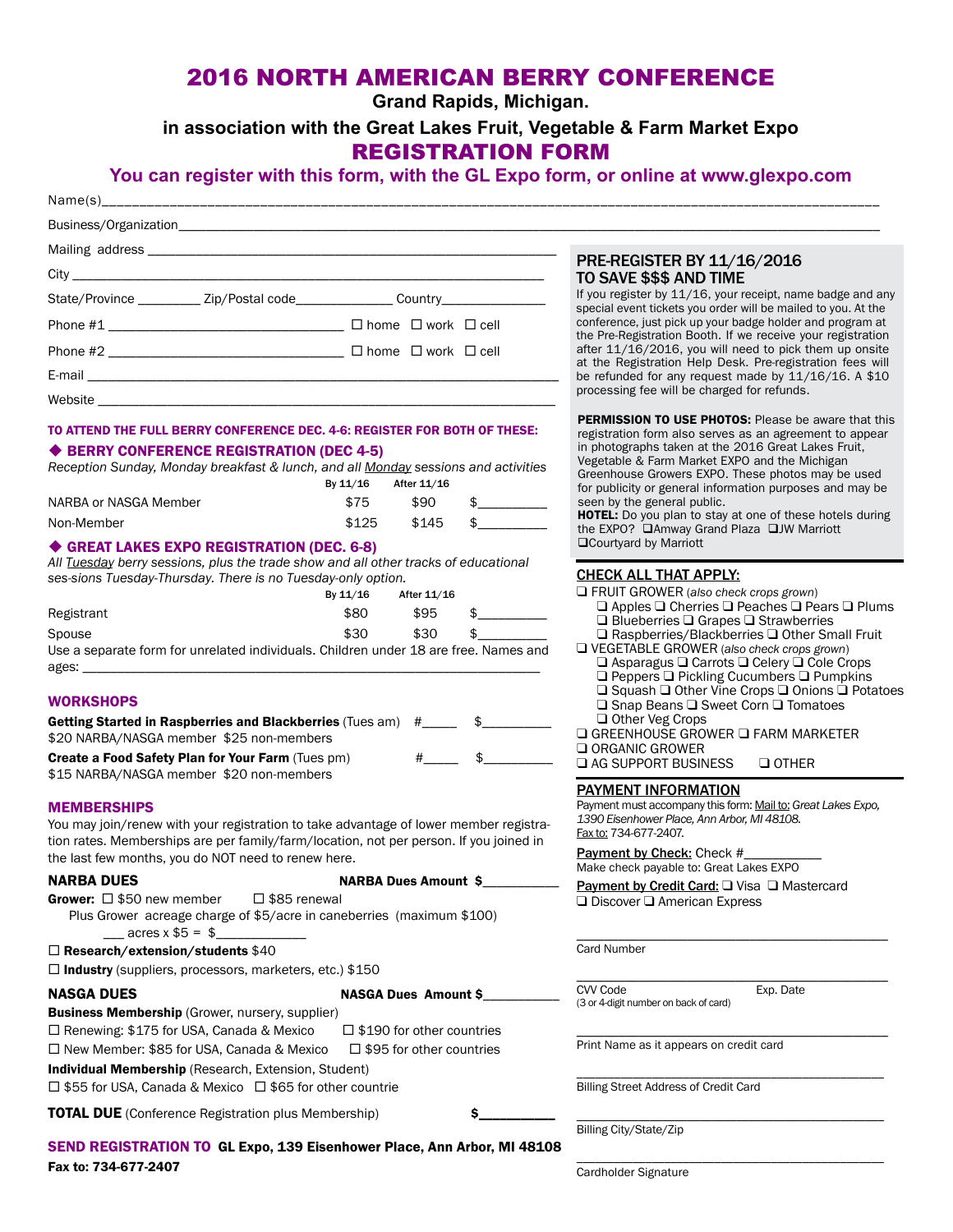// 2016 NORTH AMERICAN BERRY CONFERENCE

**Grand Rapids, Michigan.**

**in association with the Great Lakes Fruit, Vegetable & Farm Market Expo**

# REGISTRATION FORM

**You can register with this form, with the GL Expo form, or online at www.glexpo.com**

Name(s)\_\_\_\_\_\_\_\_\_\_\_\_\_\_\_\_\_\_\_\_\_\_\_\_\_\_\_\_\_\_\_\_\_\_\_\_\_\_\_\_\_\_\_\_

Business/Organization\_\_\_\_\_\_\_\_\_\_\_\_\_\_\_\_\_\_\_\_\_\_\_\_\_\_\_\_\_\_\_\_\_\_\_\_\_\_\_\_

Mailing address \_\_\_\_\_\_\_\_\_\_\_\_\_\_\_\_\_\_\_\_\_\_\_\_\_\_\_\_\_\_\_\_\_\_\_\_\_\_\_\_

City \_\_\_\_\_\_\_\_\_\_\_\_\_\_\_\_\_\_\_\_\_\_\_\_\_\_\_\_\_\_\_\_\_\_\_\_\_\_\_\_

State/Province \_\_\_\_\_\_\_\_\_ Zip/Postal code\_\_\_\_\_\_\_\_\_\_\_\_\_\_ Country\_\_\_\_\_\_\_\_\_\_\_\_\_\_

Phone #1 \_\_\_\_\_\_\_\_\_\_\_\_\_\_\_\_\_\_\_\_\_\_\_\_\_\_\_\_\_\_\_\_ ☐ home ☐ work ☐ cell

Phone #2 \_\_\_\_\_\_\_\_\_\_\_\_\_\_\_\_\_\_\_\_\_\_\_\_\_\_\_\_\_\_\_\_ ☐ home ☐ work ☐ cell

E-mail \_\_\_\_\_\_\_\_\_\_\_\_\_\_\_\_\_\_\_\_\_\_\_\_\_\_\_\_\_\_\_\_\_\_\_\_\_\_\_\_

Website \_\_\_\_\_\_\_\_\_\_\_\_\_\_\_\_\_\_\_\_\_\_\_\_\_\_\_\_\_\_\_\_\_\_\_\_\_\_\_\_

**TO ATTEND THE FULL BERRY CONFERENCE DEC. 4-6: REGISTER FOR BOTH OF THESE:**

### ◆ BERRY CONFERENCE REGISTRATION (DEC 4-5)

*Reception Sunday, Monday breakfast & lunch, and all Monday sessions and activities*

| | By 11/16 | After 11/16 | |
|---|---|---|---|
| NARBA or NASGA Member | $75 | $90 | $\_\_\_\_\_\_\_\_\_\_ |
| Non-Member | $125 | $145 | $\_\_\_\_\_\_\_\_\_\_ |

### ◆ GREAT LAKES EXPO REGISTRATION (DEC. 6-8)

*All Tuesday berry sessions, plus the trade show and all other tracks of educational ses-sions Tuesday-Thursday. There is no Tuesday-only option.*

| | By 11/16 | After 11/16 | |
|---|---|---|---|
| Registrant | $80 | $95 | $\_\_\_\_\_\_\_\_\_\_ |
| Spouse | $30 | $30 | $\_\_\_\_\_\_\_\_\_\_ |

Use a separate form for unrelated individuals. Children under 18 are free. Names and ages: \_\_\_\_\_\_\_\_\_\_\_\_\_\_\_\_\_\_\_\_\_\_\_\_\_\_\_\_\_\_\_\_\_\_\_\_\_\_\_\_

### WORKSHOPS

**Getting Started in Raspberries and Blackberries** (Tues am) #\_\_\_\_\_ $\_\_\_\_\_\_\_\_\_\_
$20 NARBA/NASGA member $25 non-members

**Create a Food Safety Plan for Your Farm** (Tues pm) #\_\_\_\_\_ $\_\_\_\_\_\_\_\_\_\_
$15 NARBA/NASGA member $20 non-members

### MEMBERSHIPS

You may join/renew with your registration to take advantage of lower member registration rates. Memberships are per family/farm/location, not per person. If you joined in the last few months, you do NOT need to renew here.

**NARBA DUES** **NARBA Dues Amount $\_\_\_\_\_\_\_\_\_\_\_**

**Grower:** ☐ $50 new member ☐ $85 renewal

Plus Grower acreage charge of $5/acre in caneberries (maximum $100)

\_\_\_ acres x $5 = $\_\_\_\_\_\_\_\_\_\_\_\_\_

☐ **Research/extension/students** $40

☐ **Industry** (suppliers, processors, marketers, etc.) $150

**NASGA DUES** **NASGA Dues Amount $\_\_\_\_\_\_\_\_\_\_\_**

**Business Membership** (Grower, nursery, supplier)

☐ Renewing: $175 for USA, Canada & Mexico ☐ $190 for other countries

☐ New Member: $85 for USA, Canada & Mexico ☐ $95 for other countries

**Individual Membership** (Research, Extension, Student)

☐ $55 for USA, Canada & Mexico ☐ $65 for other countrie

**TOTAL DUE** (Conference Registration plus Membership) $\_\_\_\_\_\_\_\_\_\_

**SEND REGISTRATION TO GL Expo, 139 Eisenhower Place, Ann Arbor, MI 48108**

**Fax to: 734-677-2407**

### PRE-REGISTER BY 11/16/2016 TO SAVE $$$ AND TIME

If you register by 11/16, your receipt, name badge and any special event tickets you order will be mailed to you. At the conference, just pick up your badge holder and program at the Pre-Registration Booth. If we receive your registration after 11/16/2016, you will need to pick them up onsite at the Registration Help Desk. Pre-registration fees will be refunded for any request made by 11/16/16. A $10 processing fee will be charged for refunds.

**PERMISSION TO USE PHOTOS:** Please be aware that this registration form also serves as an agreement to appear in photographs taken at the 2016 Great Lakes Fruit, Vegetable & Farm Market EXPO and the Michigan Greenhouse Growers EXPO. These photos may be used for publicity or general information purposes and may be seen by the general public.

**HOTEL:** Do you plan to stay at one of these hotels during the EXPO? ❑Amway Grand Plaza ❑JW Marriott ❑Courtyard by Marriott

### CHECK ALL THAT APPLY:

❑ FRUIT GROWER (*also check crops grown*)
❑ Apples ❑ Cherries ❑ Peaches ❑ Pears ❑ Plums
❑ Blueberries ❑ Grapes ❑ Strawberries
❑ Raspberries/Blackberries ❑ Other Small Fruit

❑ VEGETABLE GROWER (*also check crops grown*)
❑ Asparagus ❑ Carrots ❑ Celery ❑ Cole Crops
❑ Peppers ❑ Pickling Cucumbers ❑ Pumpkins
❑ Squash ❑ Other Vine Crops ❑ Onions ❑ Potatoes
❑ Snap Beans ❑ Sweet Corn ❑ Tomatoes
❑ Other Veg Crops

❑ GREENHOUSE GROWER ❑ FARM MARKETER

❑ ORGANIC GROWER

❑ AG SUPPORT BUSINESS ❑ OTHER

### PAYMENT INFORMATION

Payment must accompany this form: Mail to: *Great Lakes Expo, 1390 Eisenhower Place, Ann Arbor, MI 48108.*
Fax to: 734-677-2407.

Payment by Check: Check #\_\_\_\_\_\_\_\_\_\_\_
Make check payable to: Great Lakes EXPO

Payment by Credit Card: ❑ Visa ❑ Mastercard ❑ Discover ❑ American Express

\_\_\_\_\_\_\_\_\_\_\_\_\_\_\_\_\_\_\_\_\_\_\_\_\_\_\_\_\_\_\_\_\_\_\_\_\_\_\_\_
Card Number

\_\_\_\_\_\_\_\_\_\_\_\_\_\_\_\_\_\_\_\_\_\_\_\_\_\_\_\_\_\_\_\_\_\_\_\_\_\_\_\_
CVV Code Exp. Date
(3 or 4-digit number on back of card)

\_\_\_\_\_\_\_\_\_\_\_\_\_\_\_\_\_\_\_\_\_\_\_\_\_\_\_\_\_\_\_\_\_\_\_\_\_\_\_\_
Print Name as it appears on credit card

\_\_\_\_\_\_\_\_\_\_\_\_\_\_\_\_\_\_\_\_\_\_\_\_\_\_\_\_\_\_\_\_\_\_\_\_\_\_\_\_
Billing Street Address of Credit Card

\_\_\_\_\_\_\_\_\_\_\_\_\_\_\_\_\_\_\_\_\_\_\_\_\_\_\_\_\_\_\_\_\_\_\_\_\_\_\_\_
Billing City/State/Zip

\_\_\_\_\_\_\_\_\_\_\_\_\_\_\_\_\_\_\_\_\_\_\_\_\_\_\_\_\_\_\_\_\_\_\_\_\_\_\_\_
Cardholder Signature